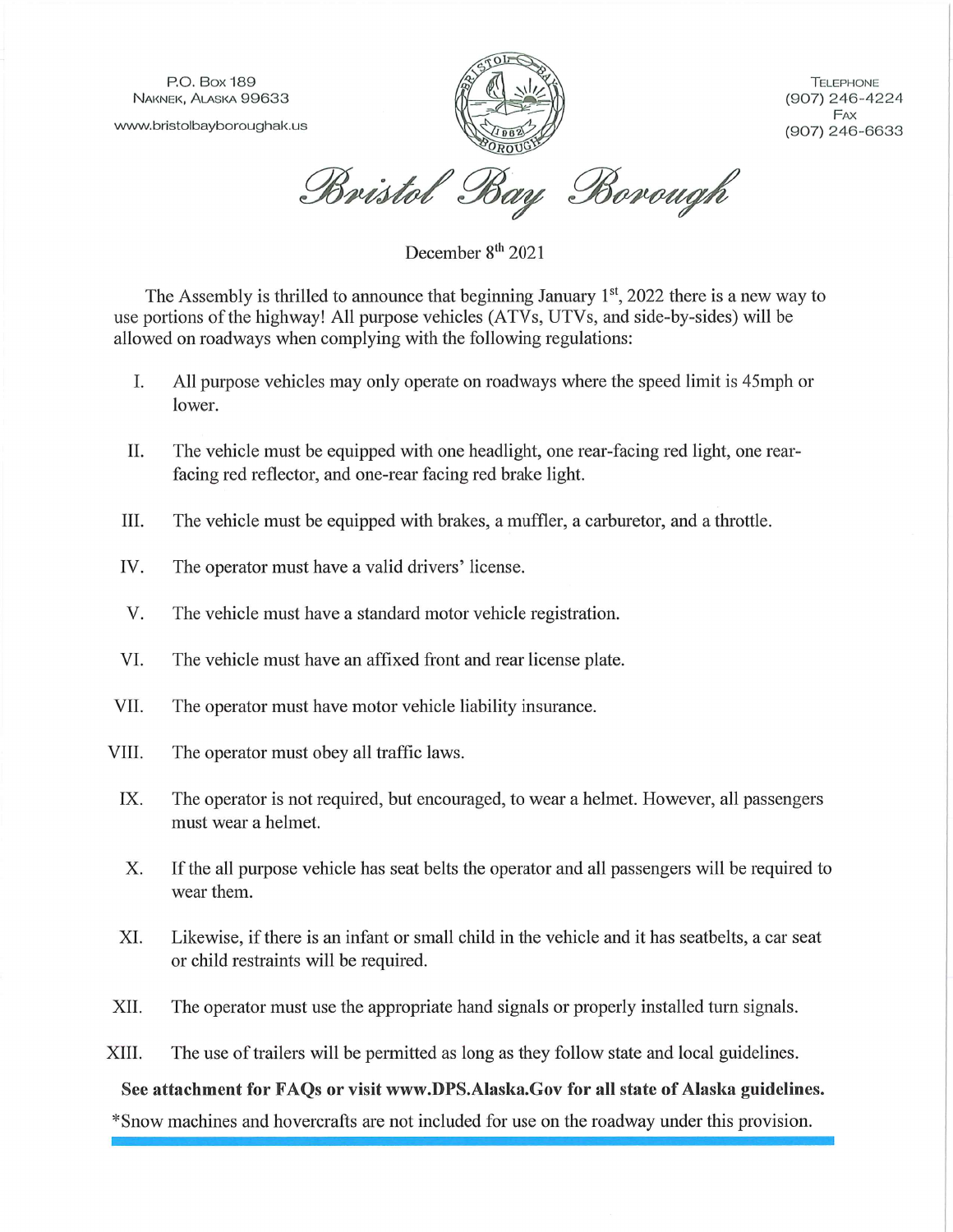P.O. Box 189
Naknek, Alaska 99633
www.bristolbayboroughak.us

Telephone
(907) 246-4224
Fax
(907) 246-6633

# Bristol Bay Borough

December 8th 2021

The Assembly is thrilled to announce that beginning January 1st, 2022 there is a new way to use portions of the highway! All purpose vehicles (ATVs, UTVs, and side-by-sides) will be allowed on roadways when complying with the following regulations:

I. All purpose vehicles may only operate on roadways where the speed limit is 45mph or lower.

II. The vehicle must be equipped with one headlight, one rear-facing red light, one rear-facing red reflector, and one-rear facing red brake light.

III. The vehicle must be equipped with brakes, a muffler, a carburetor, and a throttle.

IV. The operator must have a valid drivers' license.

V. The vehicle must have a standard motor vehicle registration.

VI. The vehicle must have an affixed front and rear license plate.

VII. The operator must have motor vehicle liability insurance.

VIII. The operator must obey all traffic laws.

IX. The operator is not required, but encouraged, to wear a helmet. However, all passengers must wear a helmet.

X. If the all purpose vehicle has seat belts the operator and all passengers will be required to wear them.

XI. Likewise, if there is an infant or small child in the vehicle and it has seatbelts, a car seat or child restraints will be required.

XII. The operator must use the appropriate hand signals or properly installed turn signals.

XIII. The use of trailers will be permitted as long as they follow state and local guidelines.

**See attachment for FAQs or visit www.DPS.Alaska.Gov for all state of Alaska guidelines.**

*Snow machines and hovercrafts are not included for use on the roadway under this provision.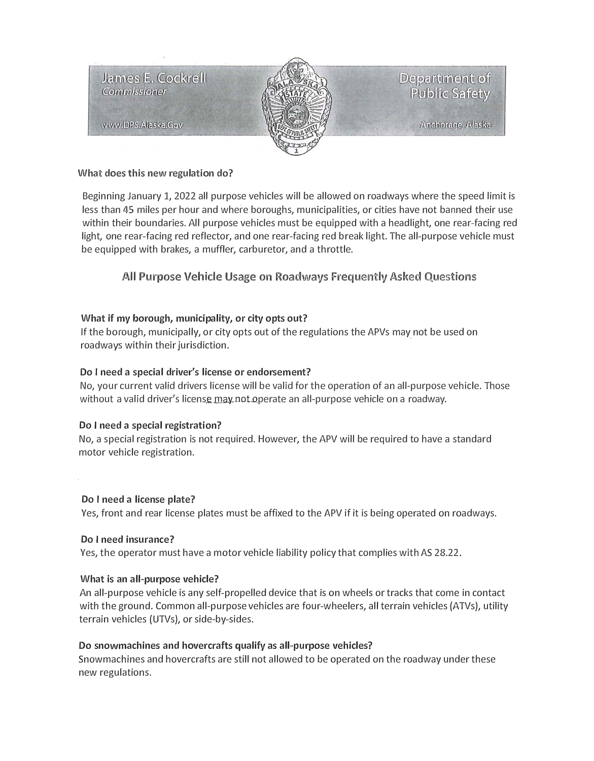James E. Cockrell
*Commissioner*

www.DPS.Alaska.Gov

Department of Public Safety

Anchorage, Alaska

### What does this new regulation do?

Beginning January 1, 2022 all purpose vehicles will be allowed on roadways where the speed limit is less than 45 miles per hour and where boroughs, municipalities, or cities have not banned their use within their boundaries. All purpose vehicles must be equipped with a headlight, one rear-facing red light, one rear-facing red reflector, and one rear-facing red break light. The all-purpose vehicle must be equipped with brakes, a muffler, carburetor, and a throttle.

## All Purpose Vehicle Usage on Roadways Frequently Asked Questions

### What if my borough, municipality, or city opts out?

If the borough, municipally, or city opts out of the regulations the APVs may not be used on roadways within their jurisdiction.

### Do I need a special driver's license or endorsement?

No, your current valid drivers license will be valid for the operation of an all-purpose vehicle. Those without a valid driver's license may not operate an all-purpose vehicle on a roadway.

### Do I need a special registration?

No, a special registration is not required. However, the APV will be required to have a standard motor vehicle registration.

### Do I need a license plate?

Yes, front and rear license plates must be affixed to the APV if it is being operated on roadways.

### Do I need insurance?

Yes, the operator must have a motor vehicle liability policy that complies with AS 28.22.

### What is an all-purpose vehicle?

An all-purpose vehicle is any self-propelled device that is on wheels or tracks that come in contact with the ground. Common all-purpose vehicles are four-wheelers, all terrain vehicles (ATVs), utility terrain vehicles (UTVs), or side-by-sides.

### Do snowmachines and hovercrafts qualify as all-purpose vehicles?

Snowmachines and hovercrafts are still not allowed to be operated on the roadway under these new regulations.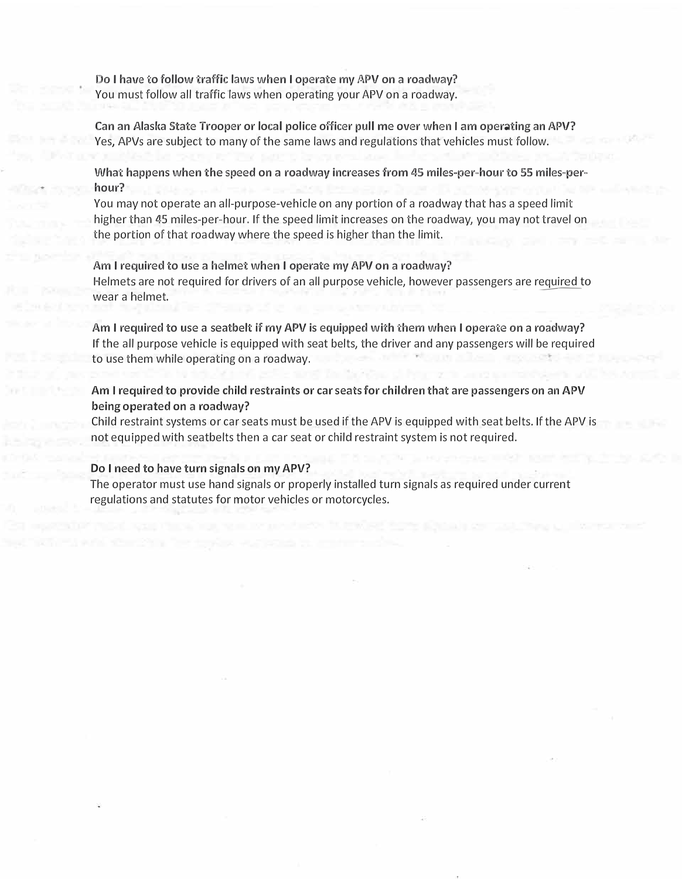**Do I have to follow traffic laws when I operate my APV on a roadway?**
You must follow all traffic laws when operating your APV on a roadway.

**Can an Alaska State Trooper or local police officer pull me over when I am operating an APV?**
Yes, APVs are subject to many of the same laws and regulations that vehicles must follow.

**What happens when the speed on a roadway increases from 45 miles-per-hour to 55 miles-per-hour?**
You may not operate an all-purpose-vehicle on any portion of a roadway that has a speed limit higher than 45 miles-per-hour. If the speed limit increases on the roadway, you may not travel on the portion of that roadway where the speed is higher than the limit.

**Am I required to use a helmet when I operate my APV on a roadway?**
Helmets are not required for drivers of an all purpose vehicle, however passengers are required to wear a helmet.

**Am I required to use a seatbelt if my APV is equipped with them when I operate on a roadway?**
If the all purpose vehicle is equipped with seat belts, the driver and any passengers will be required to use them while operating on a roadway.

**Am I required to provide child restraints or car seats for children that are passengers on an APV being operated on a roadway?**
Child restraint systems or car seats must be used if the APV is equipped with seat belts. If the APV is not equipped with seatbelts then a car seat or child restraint system is not required.

**Do I need to have turn signals on my APV?**
The operator must use hand signals or properly installed turn signals as required under current regulations and statutes for motor vehicles or motorcycles.